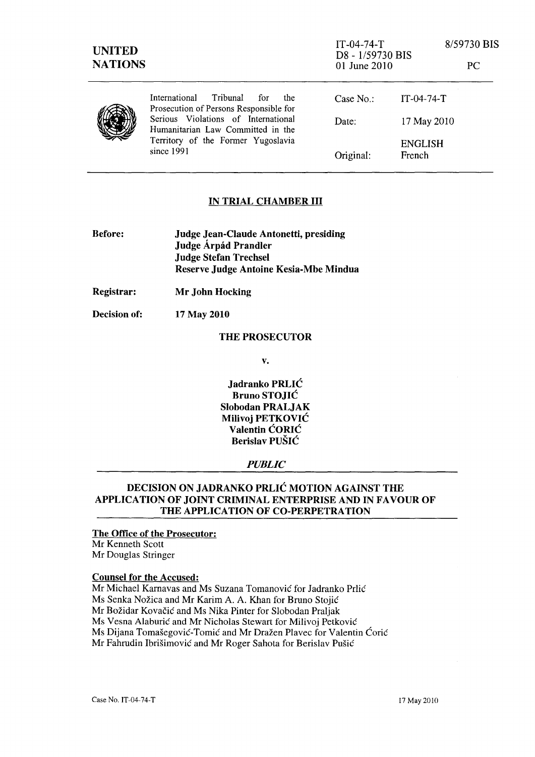UNITED NATIONS

IT-04-74-T
D8 - 1/59730 BIS
01 June 2010

8/59730 BIS

PC

International Tribunal for the Prosecution of Persons Responsible for Serious Violations of International Humanitarian Law Committed in the Territory of the Former Yugoslavia since 1991

| | |
|---|---|
| Case No.: | IT-04-74-T |
| Date: | 17 May 2010 |
| | ENGLISH |
| Original: | French |

## IN TRIAL CHAMBER III

**Before:** **Judge Jean-Claude Antonetti, presiding**
**Judge Árpád Prandler**
**Judge Stefan Trechsel**
**Reserve Judge Antoine Kesia-Mbe Mindua**

**Registrar:** **Mr John Hocking**

**Decision of:** **17 May 2010**

**THE PROSECUTOR**

**v.**

**Jadranko PRLIĆ**
**Bruno STOJIĆ**
**Slobodan PRALJAK**
**Milivoj PETKOVIĆ**
**Valentin ĆORIĆ**
**Berislav PUŠIĆ**

***PUBLIC***

## DECISION ON JADRANKO PRLIĆ MOTION AGAINST THE APPLICATION OF JOINT CRIMINAL ENTERPRISE AND IN FAVOUR OF THE APPLICATION OF CO-PERPETRATION

**The Office of the Prosecutor:**
Mr Kenneth Scott
Mr Douglas Stringer

**Counsel for the Accused:**
Mr Michael Karnavas and Ms Suzana Tomanović for Jadranko Prlić
Ms Senka Nožica and Mr Karim A. A. Khan for Bruno Stojić
Mr Božidar Kovačić and Ms Nika Pinter for Slobodan Praljak
Ms Vesna Alaburić and Mr Nicholas Stewart for Milivoj Petković
Ms Dijana Tomašegović-Tomić and Mr Dražen Plavec for Valentin Ćorić
Mr Fahrudin Ibrišimović and Mr Roger Sahota for Berislav Pušić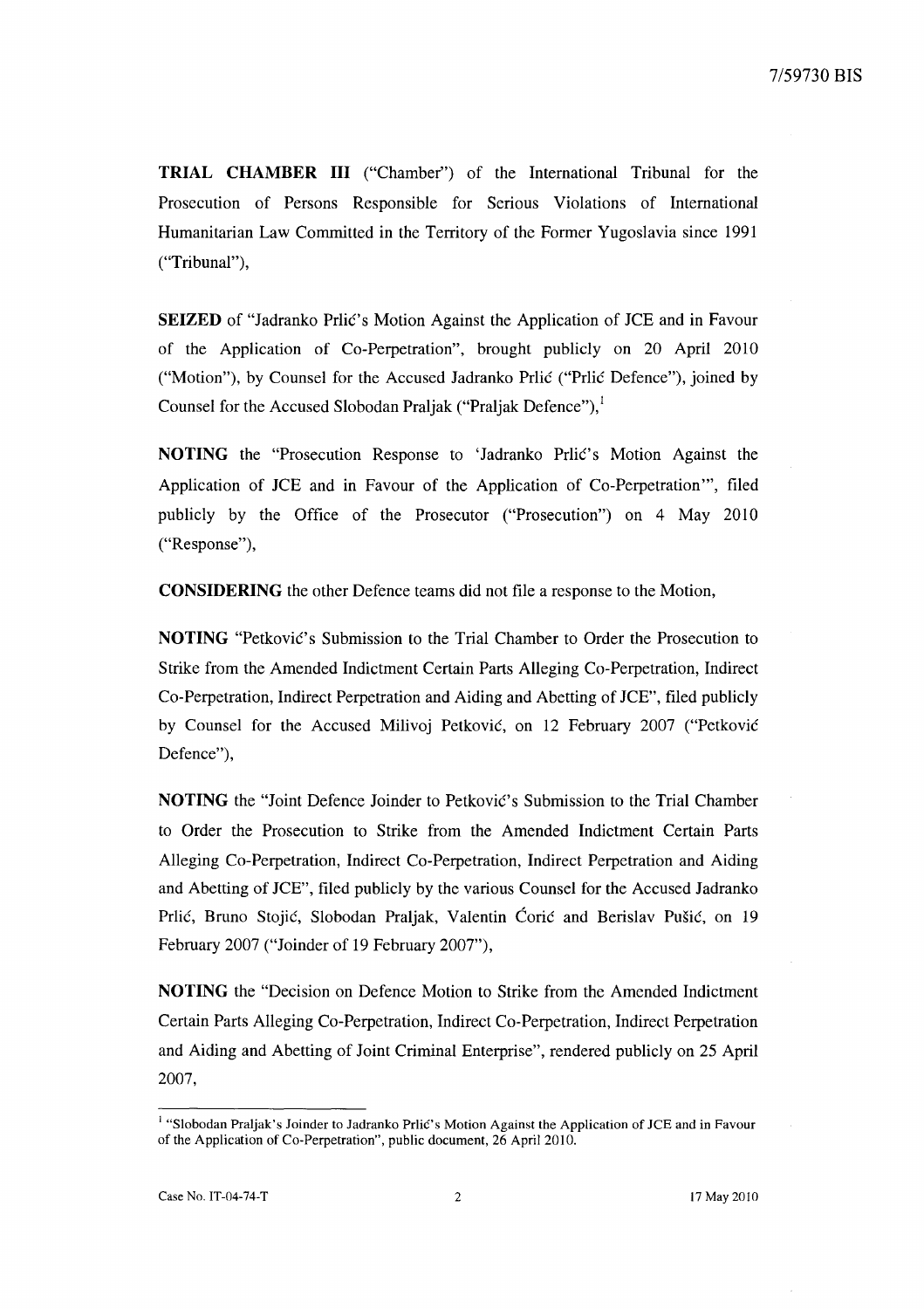**TRIAL CHAMBER III** ("Chamber") of the International Tribunal for the Prosecution of Persons Responsible for Serious Violations of International Humanitarian Law Committed in the Territory of the Former Yugoslavia since 1991 ("Tribunal"),

**SEIZED** of "Jadranko Prlić's Motion Against the Application of JCE and in Favour of the Application of Co-Perpetration", brought publicly on 20 April 2010 ("Motion"), by Counsel for the Accused Jadranko Prlić ("Prlić Defence"), joined by Counsel for the Accused Slobodan Praljak ("Praljak Defence"),[1]

**NOTING** the "Prosecution Response to 'Jadranko Prlić's Motion Against the Application of JCE and in Favour of the Application of Co-Perpetration'", filed publicly by the Office of the Prosecutor ("Prosecution") on 4 May 2010 ("Response"),

**CONSIDERING** the other Defence teams did not file a response to the Motion,

**NOTING** "Petković's Submission to the Trial Chamber to Order the Prosecution to Strike from the Amended Indictment Certain Parts Alleging Co-Perpetration, Indirect Co-Perpetration, Indirect Perpetration and Aiding and Abetting of JCE", filed publicly by Counsel for the Accused Milivoj Petković, on 12 February 2007 ("Petković Defence"),

**NOTING** the "Joint Defence Joinder to Petković's Submission to the Trial Chamber to Order the Prosecution to Strike from the Amended Indictment Certain Parts Alleging Co-Perpetration, Indirect Co-Perpetration, Indirect Perpetration and Aiding and Abetting of JCE", filed publicly by the various Counsel for the Accused Jadranko Prlić, Bruno Stojić, Slobodan Praljak, Valentin Ćorić and Berislav Pušić, on 19 February 2007 ("Joinder of 19 February 2007"),

**NOTING** the "Decision on Defence Motion to Strike from the Amended Indictment Certain Parts Alleging Co-Perpetration, Indirect Co-Perpetration, Indirect Perpetration and Aiding and Abetting of Joint Criminal Enterprise", rendered publicly on 25 April 2007,

---

[1] "Slobodan Praljak's Joinder to Jadranko Prlić's Motion Against the Application of JCE and in Favour of the Application of Co-Perpetration", public document, 26 April 2010.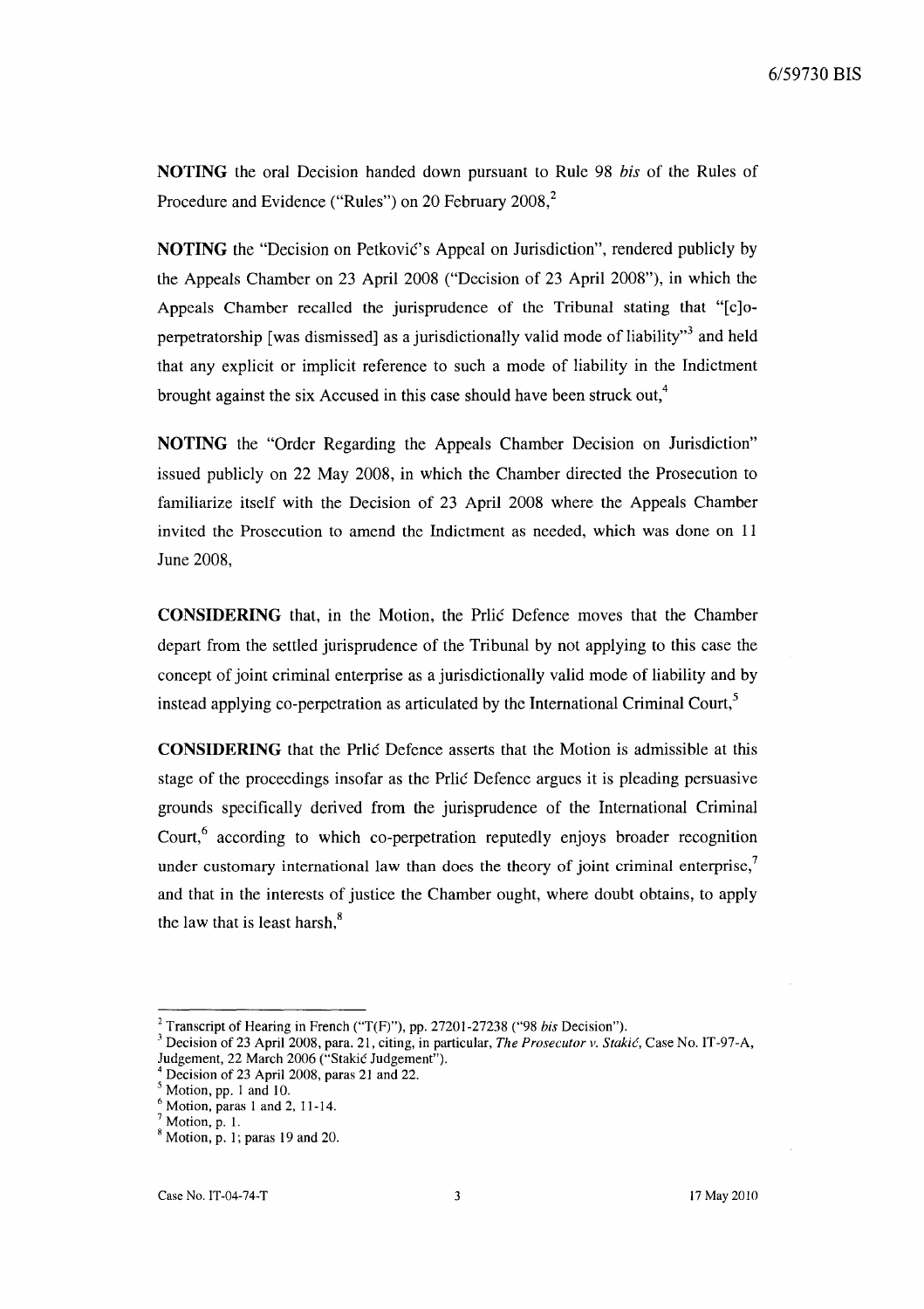**NOTING** the oral Decision handed down pursuant to Rule 98 *bis* of the Rules of Procedure and Evidence ("Rules") on 20 February 2008,[2]

**NOTING** the "Decision on Petković's Appeal on Jurisdiction", rendered publicly by the Appeals Chamber on 23 April 2008 ("Decision of 23 April 2008"), in which the Appeals Chamber recalled the jurisprudence of the Tribunal stating that "[c]o-perpetratorship [was dismissed] as a jurisdictionally valid mode of liability"[3] and held that any explicit or implicit reference to such a mode of liability in the Indictment brought against the six Accused in this case should have been struck out,[4]

**NOTING** the "Order Regarding the Appeals Chamber Decision on Jurisdiction" issued publicly on 22 May 2008, in which the Chamber directed the Prosecution to familiarize itself with the Decision of 23 April 2008 where the Appeals Chamber invited the Prosecution to amend the Indictment as needed, which was done on 11 June 2008,

**CONSIDERING** that, in the Motion, the Prlić Defence moves that the Chamber depart from the settled jurisprudence of the Tribunal by not applying to this case the concept of joint criminal enterprise as a jurisdictionally valid mode of liability and by instead applying co-perpetration as articulated by the International Criminal Court,[5]

**CONSIDERING** that the Prlić Defence asserts that the Motion is admissible at this stage of the proceedings insofar as the Prlić Defence argues it is pleading persuasive grounds specifically derived from the jurisprudence of the International Criminal Court,[6] according to which co-perpetration reputedly enjoys broader recognition under customary international law than does the theory of joint criminal enterprise,[7] and that in the interests of justice the Chamber ought, where doubt obtains, to apply the law that is least harsh,[8]

---

[2] Transcript of Hearing in French ("T(F)"), pp. 27201-27238 ("98 *bis* Decision").

[3] Decision of 23 April 2008, para. 21, citing, in particular, *The Prosecutor v. Stakić*, Case No. IT-97-A, Judgement, 22 March 2006 ("Stakić Judgement").

[4] Decision of 23 April 2008, paras 21 and 22.

[5] Motion, pp. 1 and 10.

[6] Motion, paras 1 and 2, 11-14.

[7] Motion, p. 1.

[8] Motion, p. 1; paras 19 and 20.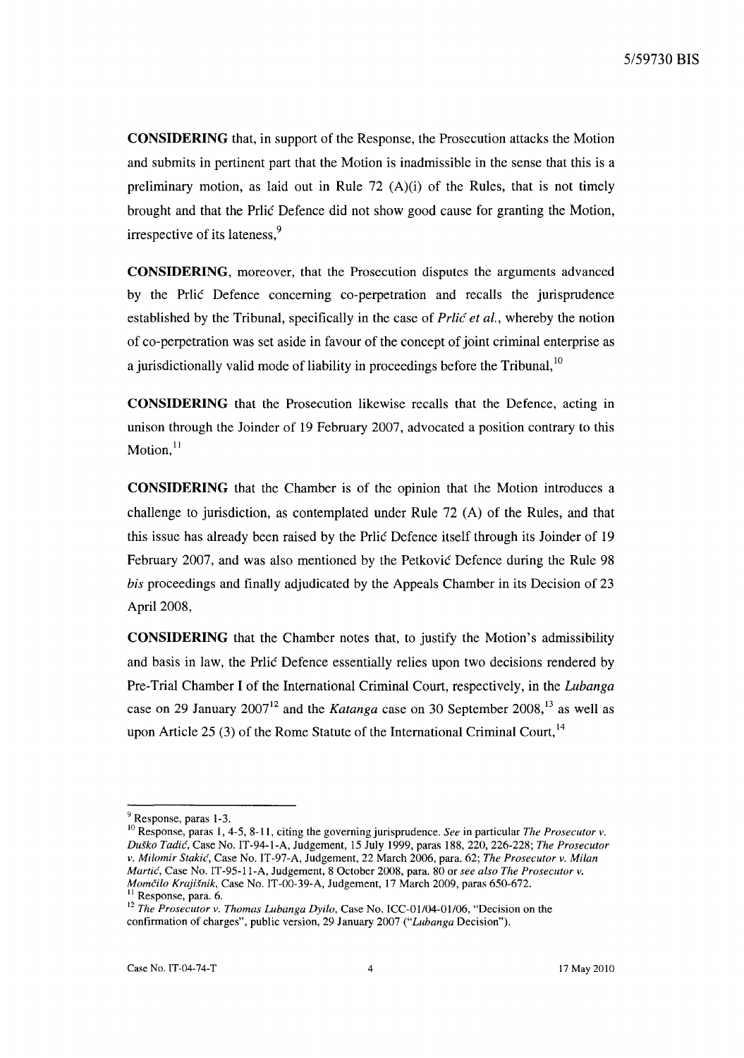**CONSIDERING** that, in support of the Response, the Prosecution attacks the Motion and submits in pertinent part that the Motion is inadmissible in the sense that this is a preliminary motion, as laid out in Rule 72 (A)(i) of the Rules, that is not timely brought and that the Prlić Defence did not show good cause for granting the Motion, irrespective of its lateness,[9]

**CONSIDERING**, moreover, that the Prosecution disputes the arguments advanced by the Prlić Defence concerning co-perpetration and recalls the jurisprudence established by the Tribunal, specifically in the case of *Prlić et al.*, whereby the notion of co-perpetration was set aside in favour of the concept of joint criminal enterprise as a jurisdictionally valid mode of liability in proceedings before the Tribunal,[10]

**CONSIDERING** that the Prosecution likewise recalls that the Defence, acting in unison through the Joinder of 19 February 2007, advocated a position contrary to this Motion,[11]

**CONSIDERING** that the Chamber is of the opinion that the Motion introduces a challenge to jurisdiction, as contemplated under Rule 72 (A) of the Rules, and that this issue has already been raised by the Prlić Defence itself through its Joinder of 19 February 2007, and was also mentioned by the Petković Defence during the Rule 98 *bis* proceedings and finally adjudicated by the Appeals Chamber in its Decision of 23 April 2008,

**CONSIDERING** that the Chamber notes that, to justify the Motion's admissibility and basis in law, the Prlić Defence essentially relies upon two decisions rendered by Pre-Trial Chamber I of the International Criminal Court, respectively, in the *Lubanga* case on 29 January 2007[12] and the *Katanga* case on 30 September 2008,[13] as well as upon Article 25 (3) of the Rome Statute of the International Criminal Court,[14]

---

[9] Response, paras 1-3.

[10] Response, paras 1, 4-5, 8-11, citing the governing jurisprudence. *See* in particular *The Prosecutor v. Duško Tadić*, Case No. IT-94-1-A, Judgement, 15 July 1999, paras 188, 220, 226-228; *The Prosecutor v. Milomir Stakić*, Case No. IT-97-A, Judgement, 22 March 2006, para. 62; *The Prosecutor v. Milan Martić*, Case No. IT-95-11-A, Judgement, 8 October 2008, para. 80 or *see also The Prosecutor v. Momčilo Krajišnik*, Case No. IT-00-39-A, Judgement, 17 March 2009, paras 650-672.

[11] Response, para. 6.

[12] *The Prosecutor v. Thomas Lubanga Dyilo*, Case No. ICC-01/04-01/06, "Decision on the confirmation of charges", public version, 29 January 2007 ("*Lubanga* Decision").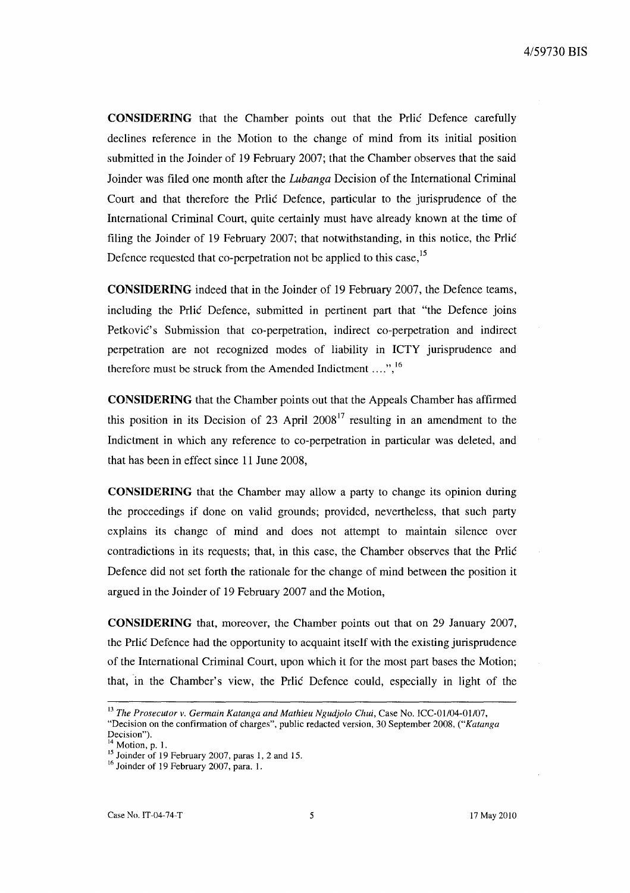**CONSIDERING** that the Chamber points out that the Prlić Defence carefully declines reference in the Motion to the change of mind from its initial position submitted in the Joinder of 19 February 2007; that the Chamber observes that the said Joinder was filed one month after the *Lubanga* Decision of the International Criminal Court and that therefore the Prlić Defence, particular to the jurisprudence of the International Criminal Court, quite certainly must have already known at the time of filing the Joinder of 19 February 2007; that notwithstanding, in this notice, the Prlić Defence requested that co-perpetration not be applied to this case,[15]

**CONSIDERING** indeed that in the Joinder of 19 February 2007, the Defence teams, including the Prlić Defence, submitted in pertinent part that "the Defence joins Petković's Submission that co-perpetration, indirect co-perpetration and indirect perpetration are not recognized modes of liability in ICTY jurisprudence and therefore must be struck from the Amended Indictment ....",[16]

**CONSIDERING** that the Chamber points out that the Appeals Chamber has affirmed this position in its Decision of 23 April 2008[17] resulting in an amendment to the Indictment in which any reference to co-perpetration in particular was deleted, and that has been in effect since 11 June 2008,

**CONSIDERING** that the Chamber may allow a party to change its opinion during the proceedings if done on valid grounds; provided, nevertheless, that such party explains its change of mind and does not attempt to maintain silence over contradictions in its requests; that, in this case, the Chamber observes that the Prlić Defence did not set forth the rationale for the change of mind between the position it argued in the Joinder of 19 February 2007 and the Motion,

**CONSIDERING** that, moreover, the Chamber points out that on 29 January 2007, the Prlić Defence had the opportunity to acquaint itself with the existing jurisprudence of the International Criminal Court, upon which it for the most part bases the Motion; that, in the Chamber's view, the Prlić Defence could, especially in light of the

---

[13] *The Prosecutor v. Germain Katanga and Mathieu Ngudjolo Chui*, Case No. ICC-01/04-01/07, "Decision on the confirmation of charges", public redacted version, 30 September 2008, ("*Katanga* Decision").

[14] Motion, p. 1.

[15] Joinder of 19 February 2007, paras 1, 2 and 15.

[16] Joinder of 19 February 2007, para. 1.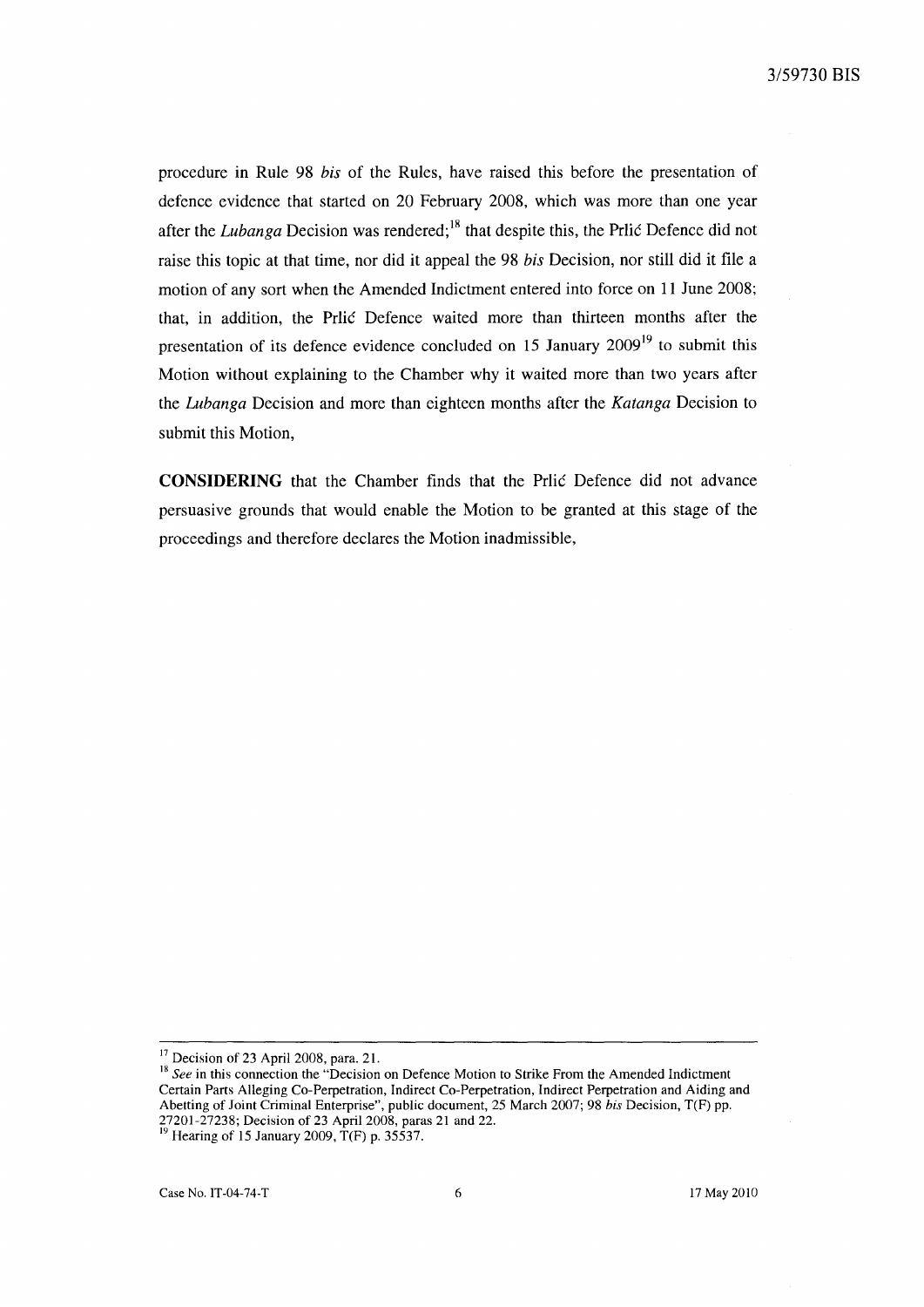procedure in Rule 98 *bis* of the Rules, have raised this before the presentation of defence evidence that started on 20 February 2008, which was more than one year after the *Lubanga* Decision was rendered;[18] that despite this, the Prlić Defence did not raise this topic at that time, nor did it appeal the 98 *bis* Decision, nor still did it file a motion of any sort when the Amended Indictment entered into force on 11 June 2008; that, in addition, the Prlić Defence waited more than thirteen months after the presentation of its defence evidence concluded on 15 January 2009[19] to submit this Motion without explaining to the Chamber why it waited more than two years after the *Lubanga* Decision and more than eighteen months after the *Katanga* Decision to submit this Motion,

**CONSIDERING** that the Chamber finds that the Prlić Defence did not advance persuasive grounds that would enable the Motion to be granted at this stage of the proceedings and therefore declares the Motion inadmissible,

---

[17] Decision of 23 April 2008, para. 21.

[18] *See* in this connection the "Decision on Defence Motion to Strike From the Amended Indictment Certain Parts Alleging Co-Perpetration, Indirect Co-Perpetration, Indirect Perpetration and Aiding and Abetting of Joint Criminal Enterprise", public document, 25 March 2007; 98 *bis* Decision, T(F) pp. 27201-27238; Decision of 23 April 2008, paras 21 and 22.

[19] Hearing of 15 January 2009, T(F) p. 35537.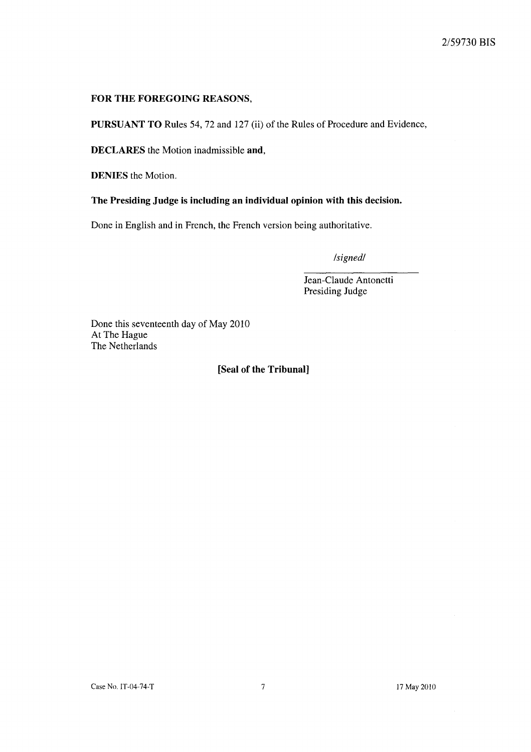**FOR THE FOREGOING REASONS,**

**PURSUANT TO** Rules 54, 72 and 127 (ii) of the Rules of Procedure and Evidence,

**DECLARES** the Motion inadmissible **and,**

**DENIES** the Motion.

**The Presiding Judge is including an individual opinion with this decision.**

Done in English and in French, the French version being authoritative.

*/signed/*

Jean-Claude Antonetti
Presiding Judge

Done this seventeenth day of May 2010
At The Hague
The Netherlands

**[Seal of the Tribunal]**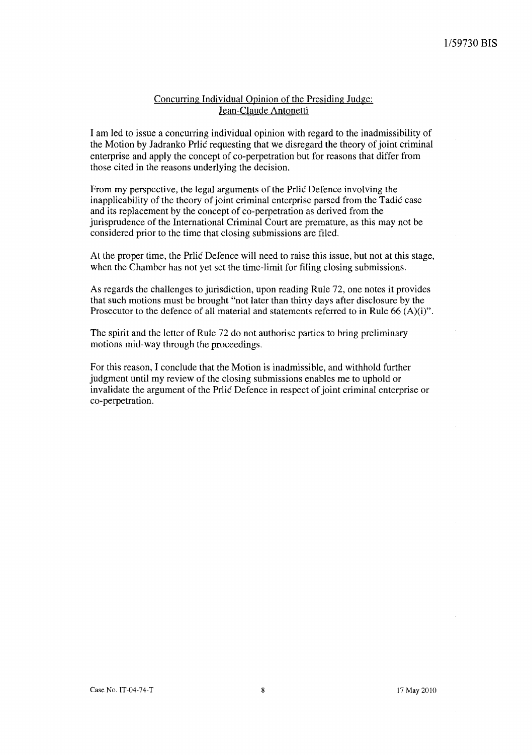Concurring Individual Opinion of the Presiding Judge:
Jean-Claude Antonetti

I am led to issue a concurring individual opinion with regard to the inadmissibility of the Motion by Jadranko Prlić requesting that we disregard the theory of joint criminal enterprise and apply the concept of co-perpetration but for reasons that differ from those cited in the reasons underlying the decision.

From my perspective, the legal arguments of the Prlić Defence involving the inapplicability of the theory of joint criminal enterprise parsed from the Tadić case and its replacement by the concept of co-perpetration as derived from the jurisprudence of the International Criminal Court are premature, as this may not be considered prior to the time that closing submissions are filed.

At the proper time, the Prlić Defence will need to raise this issue, but not at this stage, when the Chamber has not yet set the time-limit for filing closing submissions.

As regards the challenges to jurisdiction, upon reading Rule 72, one notes it provides that such motions must be brought "not later than thirty days after disclosure by the Prosecutor to the defence of all material and statements referred to in Rule 66 (A)(i)".

The spirit and the letter of Rule 72 do not authorise parties to bring preliminary motions mid-way through the proceedings.

For this reason, I conclude that the Motion is inadmissible, and withhold further judgment until my review of the closing submissions enables me to uphold or invalidate the argument of the Prlić Defence in respect of joint criminal enterprise or co-perpetration.